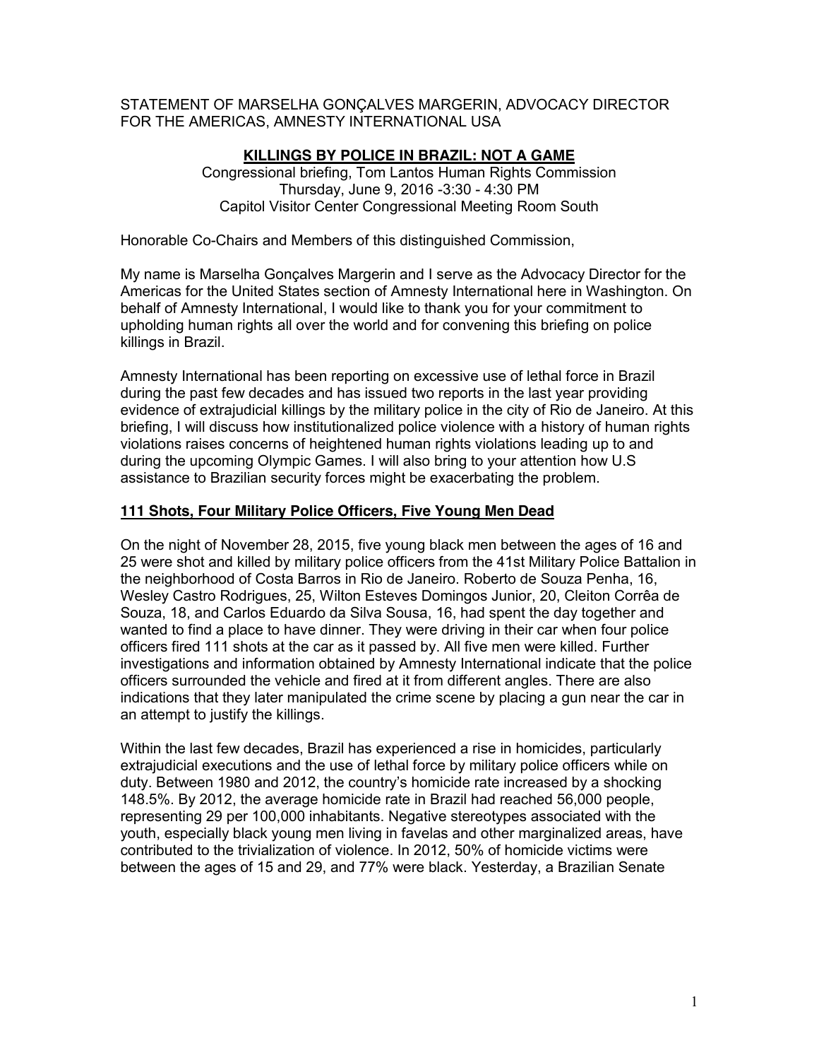STATEMENT OF MARSELHA GONÇALVES MARGERIN, ADVOCACY DIRECTOR FOR THE AMERICAS, AMNESTY INTERNATIONAL USA

## KILLINGS BY POLICE IN BRAZIL: NOT A GAME

Congressional briefing, Tom Lantos Human Rights Commission
Thursday, June 9, 2016 -3:30 - 4:30 PM
Capitol Visitor Center Congressional Meeting Room South

Honorable Co-Chairs and Members of this distinguished Commission,

My name is Marselha Gonçalves Margerin and I serve as the Advocacy Director for the Americas for the United States section of Amnesty International here in Washington. On behalf of Amnesty International, I would like to thank you for your commitment to upholding human rights all over the world and for convening this briefing on police killings in Brazil.

Amnesty International has been reporting on excessive use of lethal force in Brazil during the past few decades and has issued two reports in the last year providing evidence of extrajudicial killings by the military police in the city of Rio de Janeiro. At this briefing, I will discuss how institutionalized police violence with a history of human rights violations raises concerns of heightened human rights violations leading up to and during the upcoming Olympic Games. I will also bring to your attention how U.S assistance to Brazilian security forces might be exacerbating the problem.

### 111 Shots, Four Military Police Officers, Five Young Men Dead

On the night of November 28, 2015, five young black men between the ages of 16 and 25 were shot and killed by military police officers from the 41st Military Police Battalion in the neighborhood of Costa Barros in Rio de Janeiro. Roberto de Souza Penha, 16, Wesley Castro Rodrigues, 25, Wilton Esteves Domingos Junior, 20, Cleiton Corrêa de Souza, 18, and Carlos Eduardo da Silva Sousa, 16, had spent the day together and wanted to find a place to have dinner. They were driving in their car when four police officers fired 111 shots at the car as it passed by. All five men were killed. Further investigations and information obtained by Amnesty International indicate that the police officers surrounded the vehicle and fired at it from different angles. There are also indications that they later manipulated the crime scene by placing a gun near the car in an attempt to justify the killings.

Within the last few decades, Brazil has experienced a rise in homicides, particularly extrajudicial executions and the use of lethal force by military police officers while on duty. Between 1980 and 2012, the country's homicide rate increased by a shocking 148.5%. By 2012, the average homicide rate in Brazil had reached 56,000 people, representing 29 per 100,000 inhabitants. Negative stereotypes associated with the youth, especially black young men living in favelas and other marginalized areas, have contributed to the trivialization of violence. In 2012, 50% of homicide victims were between the ages of 15 and 29, and 77% were black. Yesterday, a Brazilian Senate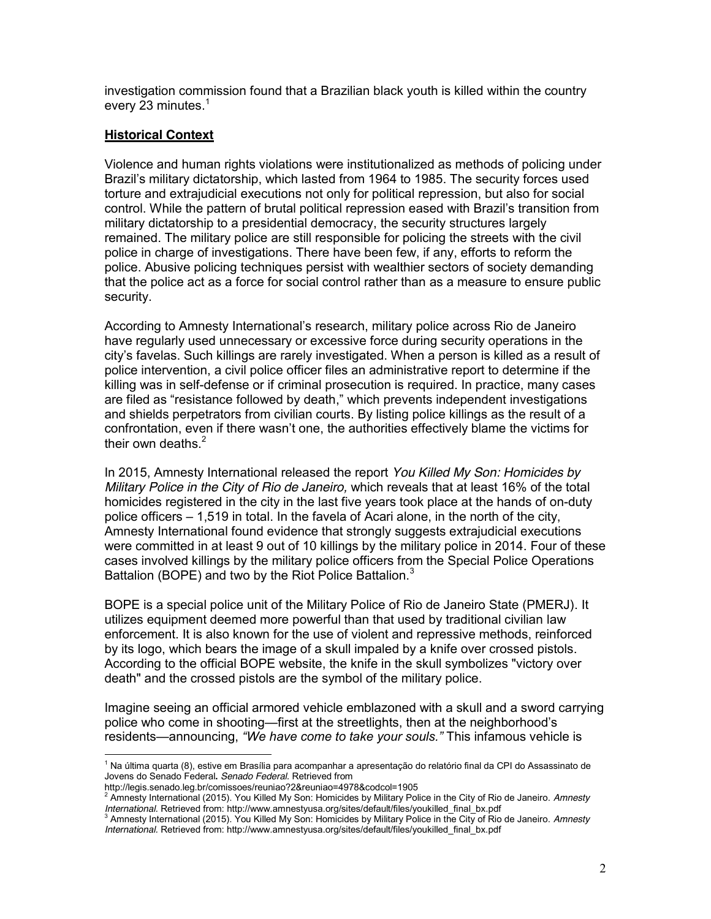investigation commission found that a Brazilian black youth is killed within the country every 23 minutes.[1]

## **Historical Context**

Violence and human rights violations were institutionalized as methods of policing under Brazil's military dictatorship, which lasted from 1964 to 1985. The security forces used torture and extrajudicial executions not only for political repression, but also for social control. While the pattern of brutal political repression eased with Brazil's transition from military dictatorship to a presidential democracy, the security structures largely remained. The military police are still responsible for policing the streets with the civil police in charge of investigations. There have been few, if any, efforts to reform the police. Abusive policing techniques persist with wealthier sectors of society demanding that the police act as a force for social control rather than as a measure to ensure public security.

According to Amnesty International's research, military police across Rio de Janeiro have regularly used unnecessary or excessive force during security operations in the city's favelas. Such killings are rarely investigated. When a person is killed as a result of police intervention, a civil police officer files an administrative report to determine if the killing was in self-defense or if criminal prosecution is required. In practice, many cases are filed as "resistance followed by death," which prevents independent investigations and shields perpetrators from civilian courts. By listing police killings as the result of a confrontation, even if there wasn't one, the authorities effectively blame the victims for their own deaths.[2]

In 2015, Amnesty International released the report *You Killed My Son: Homicides by Military Police in the City of Rio de Janeiro,* which reveals that at least 16% of the total homicides registered in the city in the last five years took place at the hands of on-duty police officers – 1,519 in total. In the favela of Acari alone, in the north of the city, Amnesty International found evidence that strongly suggests extrajudicial executions were committed in at least 9 out of 10 killings by the military police in 2014. Four of these cases involved killings by the military police officers from the Special Police Operations Battalion (BOPE) and two by the Riot Police Battalion.[3]

BOPE is a special police unit of the Military Police of Rio de Janeiro State (PMERJ). It utilizes equipment deemed more powerful than that used by traditional civilian law enforcement. It is also known for the use of violent and repressive methods, reinforced by its logo, which bears the image of a skull impaled by a knife over crossed pistols. According to the official BOPE website, the knife in the skull symbolizes "victory over death" and the crossed pistols are the symbol of the military police.

Imagine seeing an official armored vehicle emblazoned with a skull and a sword carrying police who come in shooting—first at the streetlights, then at the neighborhood's residents—announcing, *"We have come to take your souls."* This infamous vehicle is

---

[1] Na última quarta (8), estive em Brasília para acompanhar a apresentação do relatório final da CPI do Assassinato de Jovens do Senado Federal**.** *Senado Federal.* Retrieved from http://legis.senado.leg.br/comissoes/reuniao?2&reuniao=4978&codcol=1905

[2] Amnesty International (2015). You Killed My Son: Homicides by Military Police in the City of Rio de Janeiro. *Amnesty International.* Retrieved from: http://www.amnestyusa.org/sites/default/files/youkilled_final_bx.pdf

[3] Amnesty International (2015). You Killed My Son: Homicides by Military Police in the City of Rio de Janeiro. *Amnesty International.* Retrieved from: http://www.amnestyusa.org/sites/default/files/youkilled_final_bx.pdf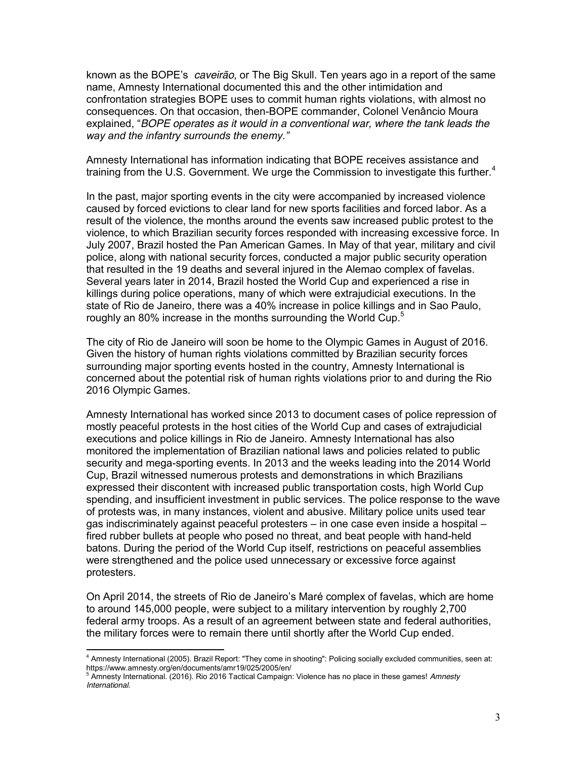known as the BOPE's *caveirão*, or The Big Skull. Ten years ago in a report of the same name, Amnesty International documented this and the other intimidation and confrontation strategies BOPE uses to commit human rights violations, with almost no consequences. On that occasion, then-BOPE commander, Colonel Venâncio Moura explained, "*BOPE operates as it would in a conventional war, where the tank leads the way and the infantry surrounds the enemy.*"

Amnesty International has information indicating that BOPE receives assistance and training from the U.S. Government. We urge the Commission to investigate this further.[4]

In the past, major sporting events in the city were accompanied by increased violence caused by forced evictions to clear land for new sports facilities and forced labor. As a result of the violence, the months around the events saw increased public protest to the violence, to which Brazilian security forces responded with increasing excessive force. In July 2007, Brazil hosted the Pan American Games. In May of that year, military and civil police, along with national security forces, conducted a major public security operation that resulted in the 19 deaths and several injured in the Alemao complex of favelas. Several years later in 2014, Brazil hosted the World Cup and experienced a rise in killings during police operations, many of which were extrajudicial executions. In the state of Rio de Janeiro, there was a 40% increase in police killings and in Sao Paulo, roughly an 80% increase in the months surrounding the World Cup.[5]

The city of Rio de Janeiro will soon be home to the Olympic Games in August of 2016. Given the history of human rights violations committed by Brazilian security forces surrounding major sporting events hosted in the country, Amnesty International is concerned about the potential risk of human rights violations prior to and during the Rio 2016 Olympic Games.

Amnesty International has worked since 2013 to document cases of police repression of mostly peaceful protests in the host cities of the World Cup and cases of extrajudicial executions and police killings in Rio de Janeiro. Amnesty International has also monitored the implementation of Brazilian national laws and policies related to public security and mega-sporting events. In 2013 and the weeks leading into the 2014 World Cup, Brazil witnessed numerous protests and demonstrations in which Brazilians expressed their discontent with increased public transportation costs, high World Cup spending, and insufficient investment in public services. The police response to the wave of protests was, in many instances, violent and abusive. Military police units used tear gas indiscriminately against peaceful protesters – in one case even inside a hospital – fired rubber bullets at people who posed no threat, and beat people with hand-held batons. During the period of the World Cup itself, restrictions on peaceful assemblies were strengthened and the police used unnecessary or excessive force against protesters.

On April 2014, the streets of Rio de Janeiro's Maré complex of favelas, which are home to around 145,000 people, were subject to a military intervention by roughly 2,700 federal army troops. As a result of an agreement between state and federal authorities, the military forces were to remain there until shortly after the World Cup ended.

---

[4] Amnesty International (2005). Brazil Report: "They come in shooting": Policing socially excluded communities, seen at: https://www.amnesty.org/en/documents/amr19/025/2005/en/

[5] Amnesty International. (2016). Rio 2016 Tactical Campaign: Violence has no place in these games! *Amnesty International*.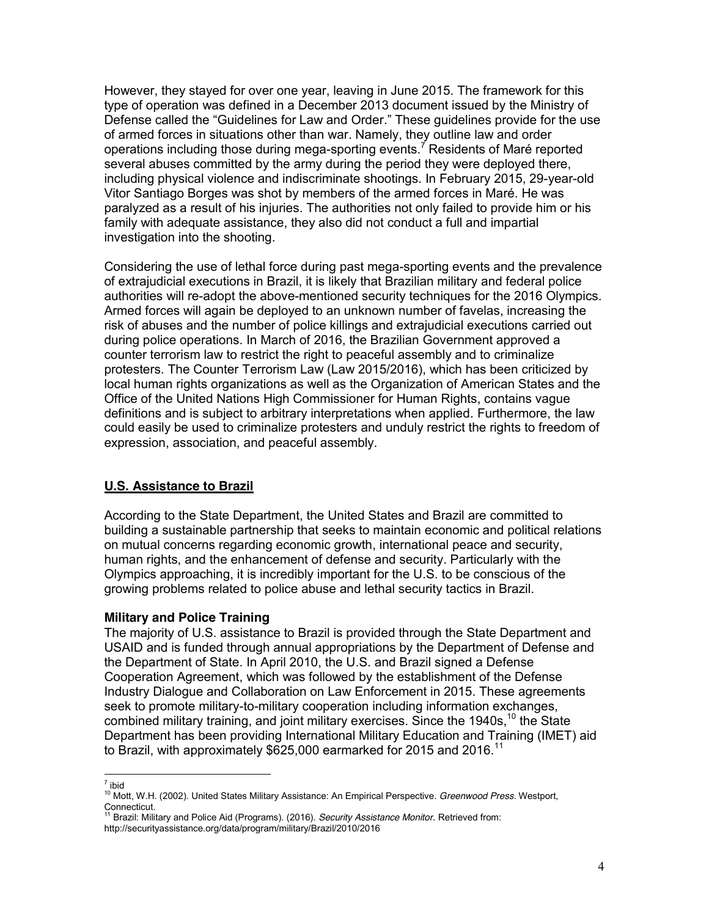However, they stayed for over one year, leaving in June 2015. The framework for this type of operation was defined in a December 2013 document issued by the Ministry of Defense called the "Guidelines for Law and Order." These guidelines provide for the use of armed forces in situations other than war. Namely, they outline law and order operations including those during mega-sporting events.[7] Residents of Maré reported several abuses committed by the army during the period they were deployed there, including physical violence and indiscriminate shootings. In February 2015, 29-year-old Vitor Santiago Borges was shot by members of the armed forces in Maré. He was paralyzed as a result of his injuries. The authorities not only failed to provide him or his family with adequate assistance, they also did not conduct a full and impartial investigation into the shooting.

Considering the use of lethal force during past mega-sporting events and the prevalence of extrajudicial executions in Brazil, it is likely that Brazilian military and federal police authorities will re-adopt the above-mentioned security techniques for the 2016 Olympics. Armed forces will again be deployed to an unknown number of favelas, increasing the risk of abuses and the number of police killings and extrajudicial executions carried out during police operations. In March of 2016, the Brazilian Government approved a counter terrorism law to restrict the right to peaceful assembly and to criminalize protesters. The Counter Terrorism Law (Law 2015/2016), which has been criticized by local human rights organizations as well as the Organization of American States and the Office of the United Nations High Commissioner for Human Rights, contains vague definitions and is subject to arbitrary interpretations when applied. Furthermore, the law could easily be used to criminalize protesters and unduly restrict the rights to freedom of expression, association, and peaceful assembly.

## U.S. Assistance to Brazil

According to the State Department, the United States and Brazil are committed to building a sustainable partnership that seeks to maintain economic and political relations on mutual concerns regarding economic growth, international peace and security, human rights, and the enhancement of defense and security. Particularly with the Olympics approaching, it is incredibly important for the U.S. to be conscious of the growing problems related to police abuse and lethal security tactics in Brazil.

### Military and Police Training

The majority of U.S. assistance to Brazil is provided through the State Department and USAID and is funded through annual appropriations by the Department of Defense and the Department of State. In April 2010, the U.S. and Brazil signed a Defense Cooperation Agreement, which was followed by the establishment of the Defense Industry Dialogue and Collaboration on Law Enforcement in 2015. These agreements seek to promote military-to-military cooperation including information exchanges, combined military training, and joint military exercises. Since the 1940s,[10] the State Department has been providing International Military Education and Training (IMET) aid to Brazil, with approximately $625,000 earmarked for 2015 and 2016.[11]

---

[7] ibid

[10] Mott, W.H. (2002). United States Military Assistance: An Empirical Perspective. *Greenwood Press.* Westport, Connecticut.

[11] Brazil: Military and Police Aid (Programs). (2016). *Security Assistance Monitor.* Retrieved from: http://securityassistance.org/data/program/military/Brazil/2010/2016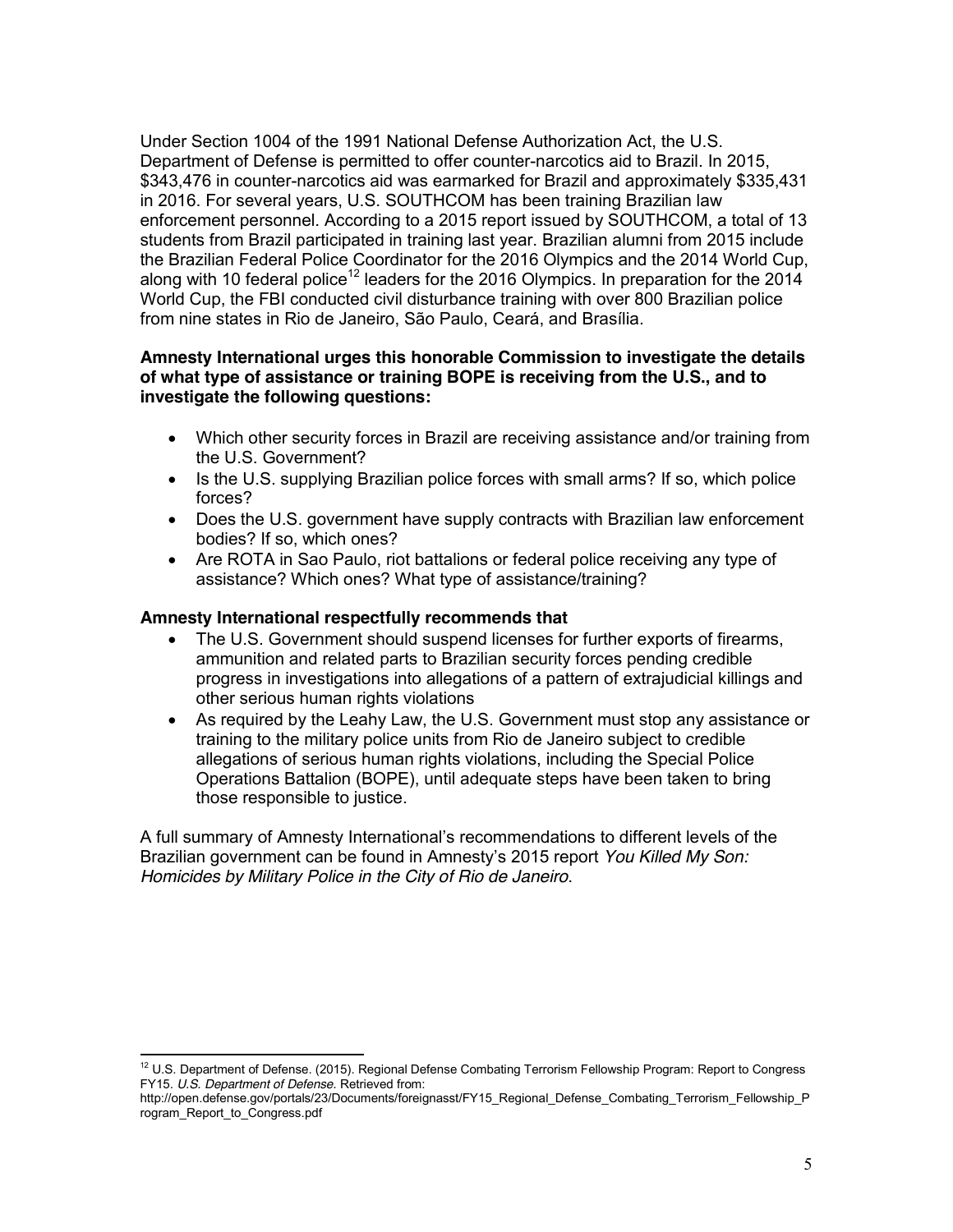Under Section 1004 of the 1991 National Defense Authorization Act, the U.S. Department of Defense is permitted to offer counter-narcotics aid to Brazil. In 2015, $343,476 in counter-narcotics aid was earmarked for Brazil and approximately $335,431 in 2016. For several years, U.S. SOUTHCOM has been training Brazilian law enforcement personnel. According to a 2015 report issued by SOUTHCOM, a total of 13 students from Brazil participated in training last year. Brazilian alumni from 2015 include the Brazilian Federal Police Coordinator for the 2016 Olympics and the 2014 World Cup, along with 10 federal police[12] leaders for the 2016 Olympics. In preparation for the 2014 World Cup, the FBI conducted civil disturbance training with over 800 Brazilian police from nine states in Rio de Janeiro, São Paulo, Ceará, and Brasília.

**Amnesty International urges this honorable Commission to investigate the details of what type of assistance or training BOPE is receiving from the U.S., and to investigate the following questions:**

- Which other security forces in Brazil are receiving assistance and/or training from the U.S. Government?
- Is the U.S. supplying Brazilian police forces with small arms? If so, which police forces?
- Does the U.S. government have supply contracts with Brazilian law enforcement bodies? If so, which ones?
- Are ROTA in Sao Paulo, riot battalions or federal police receiving any type of assistance? Which ones? What type of assistance/training?

**Amnesty International respectfully recommends that**

- The U.S. Government should suspend licenses for further exports of firearms, ammunition and related parts to Brazilian security forces pending credible progress in investigations into allegations of a pattern of extrajudicial killings and other serious human rights violations
- As required by the Leahy Law, the U.S. Government must stop any assistance or training to the military police units from Rio de Janeiro subject to credible allegations of serious human rights violations, including the Special Police Operations Battalion (BOPE), until adequate steps have been taken to bring those responsible to justice.

A full summary of Amnesty International's recommendations to different levels of the Brazilian government can be found in Amnesty's 2015 report *You Killed My Son: Homicides by Military Police in the City of Rio de Janeiro*.

---

[12] U.S. Department of Defense. (2015). Regional Defense Combating Terrorism Fellowship Program: Report to Congress FY15. *U.S. Department of Defense.* Retrieved from: http://open.defense.gov/portals/23/Documents/foreignasst/FY15_Regional_Defense_Combating_Terrorism_Fellowship_Program_Report_to_Congress.pdf